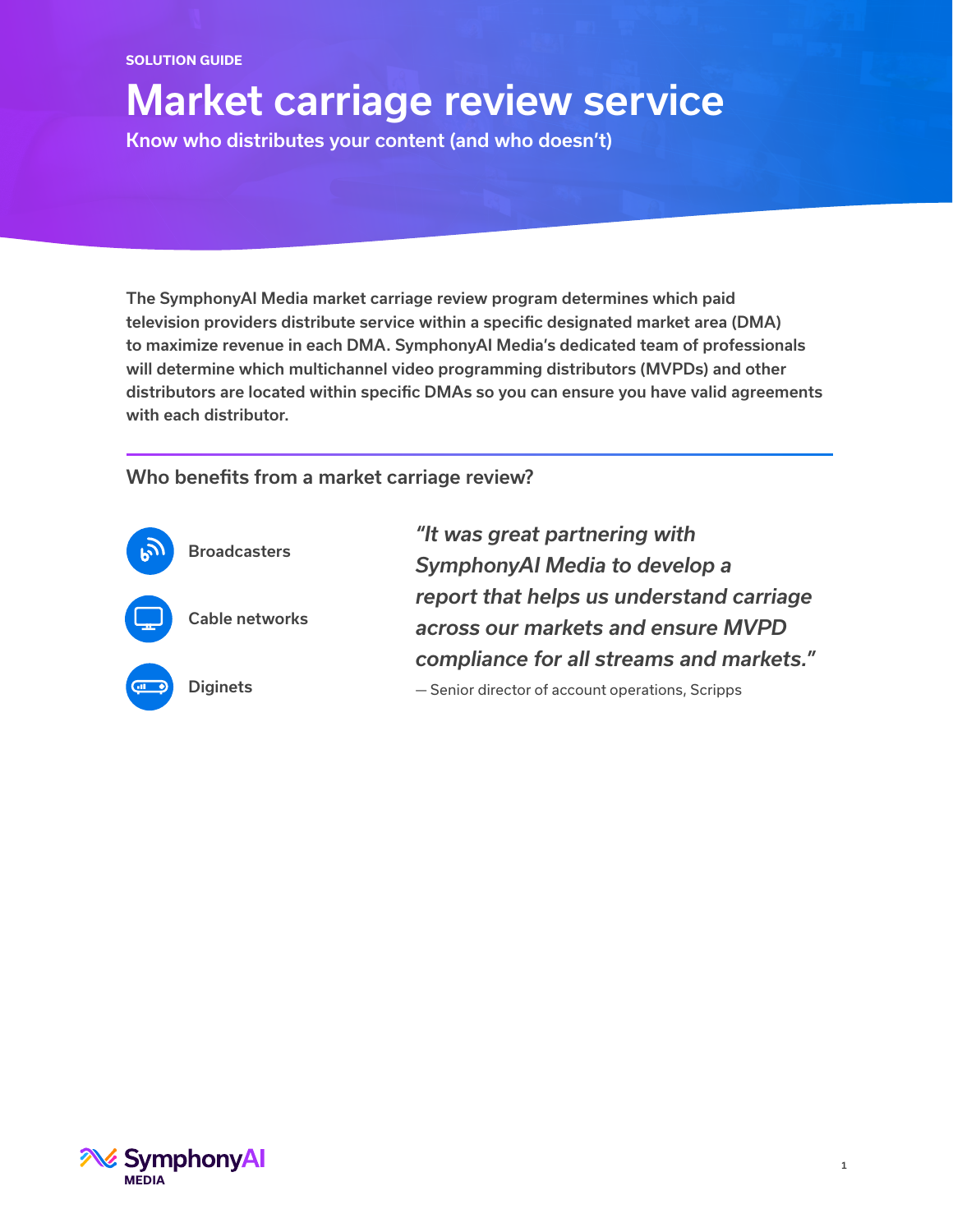SOLUTION GUIDE

# Market carriage review service

## Know who distributes your content (and who doesn't)

**The SymphonyAI Media market carriage review program determines which paid television providers distribute service within a specific designated market area (DMA) to maximize revenue in each DMA. SymphonyAI Media's dedicated team of professionals will determine which multichannel video programming distributors (MVPDs) and other distributors are located within specific DMAs so you can ensure you have valid agreements with each distributor.**

### Who benefits from a market carriage review?

- **Broadcasters**
- **Cable networks**
- **Diginets**

*"It was great partnering with SymphonyAI Media to develop a report that helps us understand carriage across our markets and ensure MVPD compliance for all streams and markets."*

— Senior director of account operations, Scripps

SymphonyAI MEDIA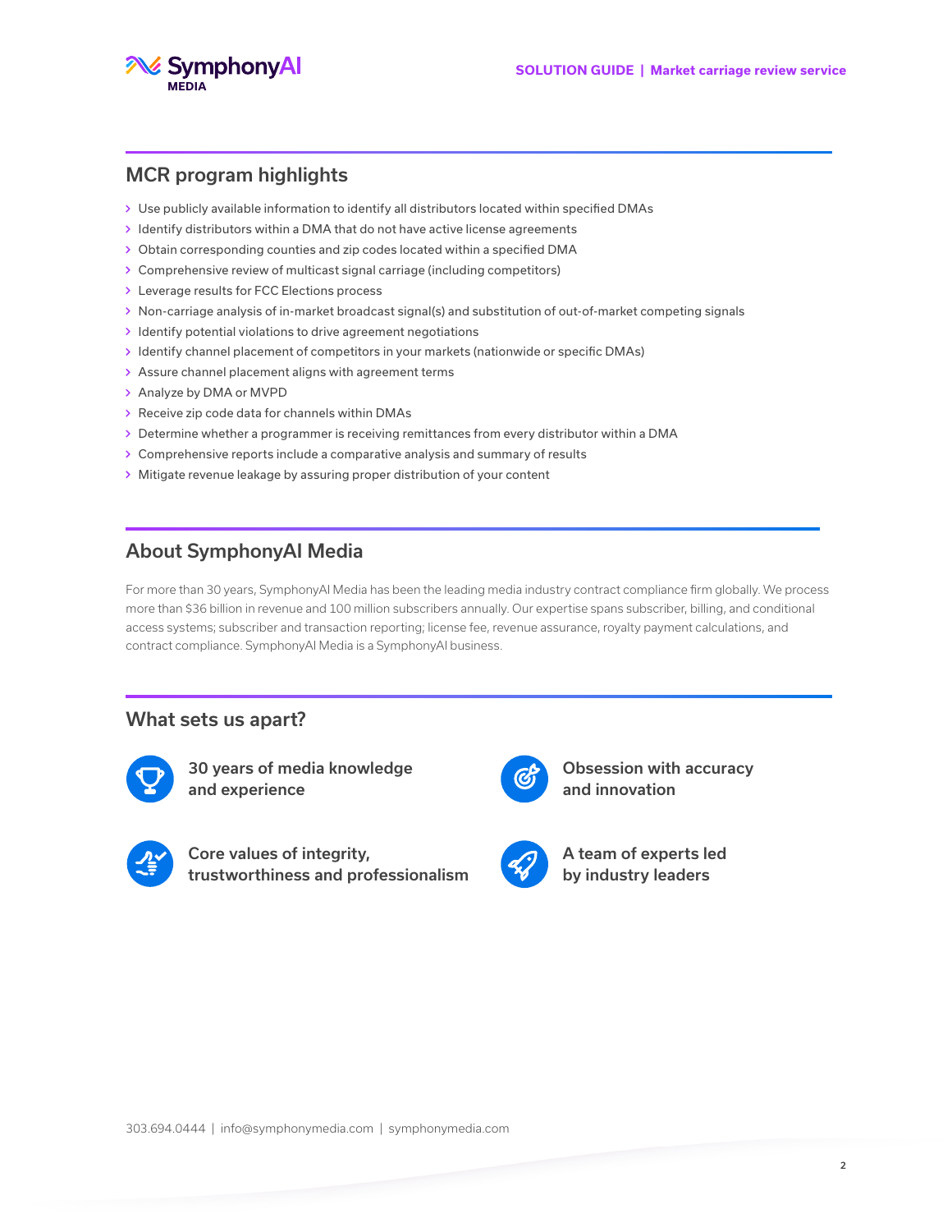## MCR program highlights

- Use publicly available information to identify all distributors located within specified DMAs
- Identify distributors within a DMA that do not have active license agreements
- Obtain corresponding counties and zip codes located within a specified DMA
- Comprehensive review of multicast signal carriage (including competitors)
- Leverage results for FCC Elections process
- Non-carriage analysis of in-market broadcast signal(s) and substitution of out-of-market competing signals
- Identify potential violations to drive agreement negotiations
- Identify channel placement of competitors in your markets (nationwide or specific DMAs)
- Assure channel placement aligns with agreement terms
- Analyze by DMA or MVPD
- Receive zip code data for channels within DMAs
- Determine whether a programmer is receiving remittances from every distributor within a DMA
- Comprehensive reports include a comparative analysis and summary of results
- Mitigate revenue leakage by assuring proper distribution of your content

## About SymphonyAI Media

For more than 30 years, SymphonyAI Media has been the leading media industry contract compliance firm globally. We process more than $36 billion in revenue and 100 million subscribers annually. Our expertise spans subscriber, billing, and conditional access systems; subscriber and transaction reporting; license fee, revenue assurance, royalty payment calculations, and contract compliance. SymphonyAI Media is a SymphonyAI business.

## What sets us apart?

**30 years of media knowledge and experience**

**Obsession with accuracy and innovation**

**Core values of integrity, trustworthiness and professionalism**

**A team of experts led by industry leaders**

303.694.0444 | info@symphonymedia.com | symphonymedia.com